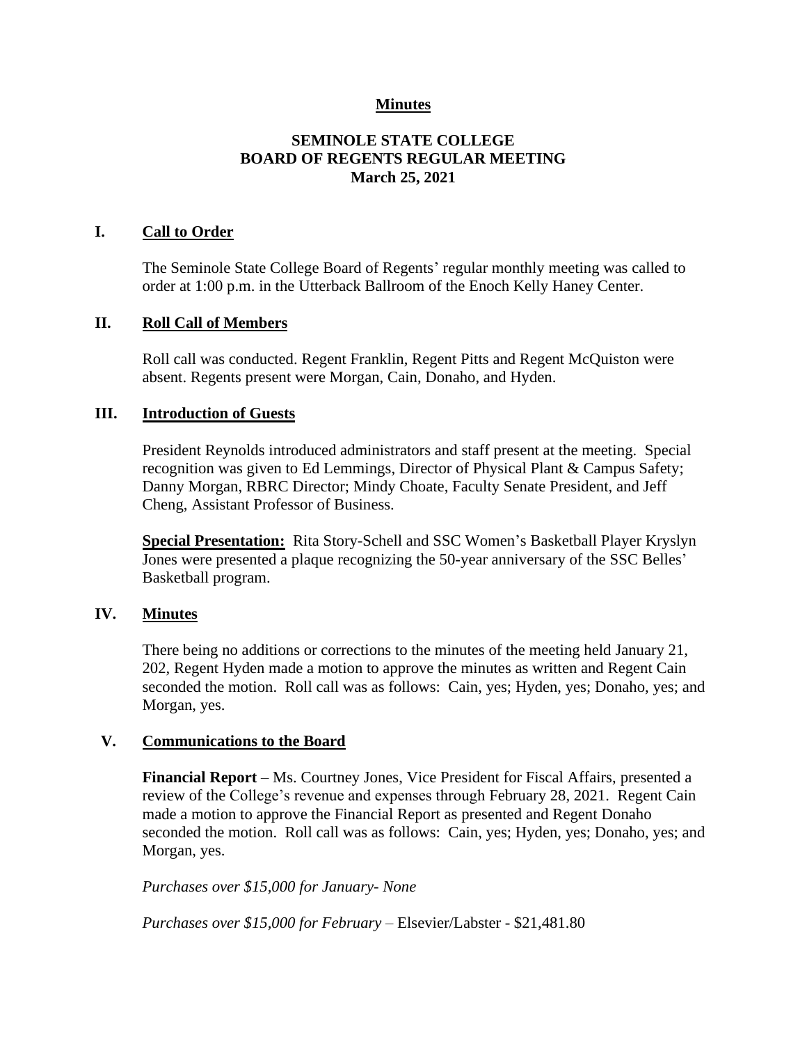**Minutes**

# SEMINOLE STATE COLLEGE
# BOARD OF REGENTS REGULAR MEETING
### March 25, 2021

## I. Call to Order

The Seminole State College Board of Regents' regular monthly meeting was called to order at 1:00 p.m. in the Utterback Ballroom of the Enoch Kelly Haney Center.

## II. Roll Call of Members

Roll call was conducted. Regent Franklin, Regent Pitts and Regent McQuiston were absent. Regents present were Morgan, Cain, Donaho, and Hyden.

## III. Introduction of Guests

President Reynolds introduced administrators and staff present at the meeting. Special recognition was given to Ed Lemmings, Director of Physical Plant & Campus Safety; Danny Morgan, RBRC Director; Mindy Choate, Faculty Senate President, and Jeff Cheng, Assistant Professor of Business.

**Special Presentation:** Rita Story-Schell and SSC Women's Basketball Player Kryslyn Jones were presented a plaque recognizing the 50-year anniversary of the SSC Belles' Basketball program.

## IV. Minutes

There being no additions or corrections to the minutes of the meeting held January 21, 202, Regent Hyden made a motion to approve the minutes as written and Regent Cain seconded the motion. Roll call was as follows: Cain, yes; Hyden, yes; Donaho, yes; and Morgan, yes.

## V. Communications to the Board

**Financial Report** – Ms. Courtney Jones, Vice President for Fiscal Affairs, presented a review of the College's revenue and expenses through February 28, 2021. Regent Cain made a motion to approve the Financial Report as presented and Regent Donaho seconded the motion. Roll call was as follows: Cain, yes; Hyden, yes; Donaho, yes; and Morgan, yes.

*Purchases over $15,000 for January- None*

*Purchases over $15,000 for February* – Elsevier/Labster - $21,481.80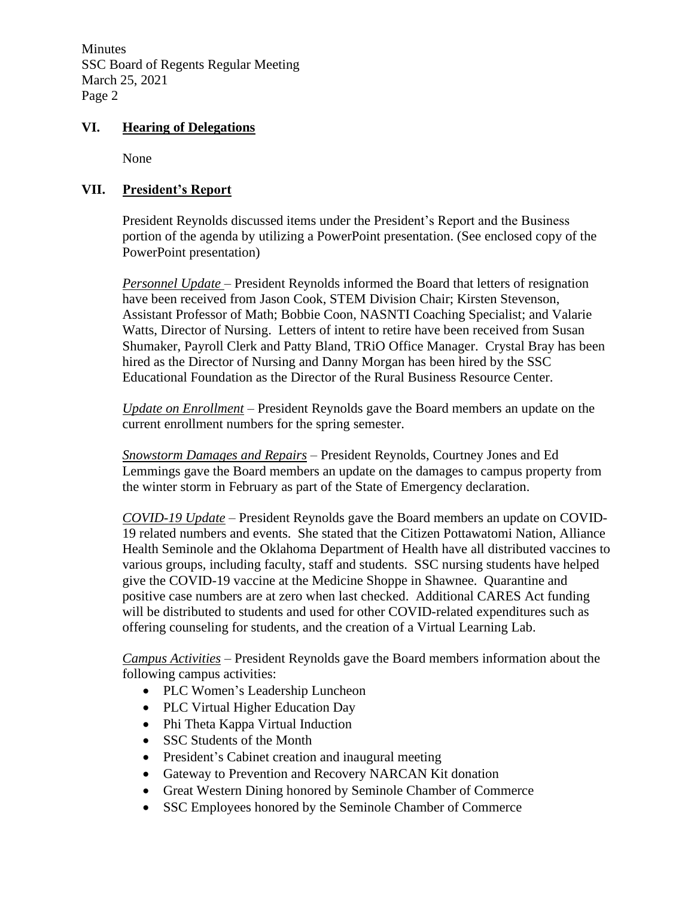## VI. Hearing of Delegations

None

## VII. President's Report

President Reynolds discussed items under the President's Report and the Business portion of the agenda by utilizing a PowerPoint presentation. (See enclosed copy of the PowerPoint presentation)

*Personnel Update* – President Reynolds informed the Board that letters of resignation have been received from Jason Cook, STEM Division Chair; Kirsten Stevenson, Assistant Professor of Math; Bobbie Coon, NASNTI Coaching Specialist; and Valarie Watts, Director of Nursing. Letters of intent to retire have been received from Susan Shumaker, Payroll Clerk and Patty Bland, TRiO Office Manager. Crystal Bray has been hired as the Director of Nursing and Danny Morgan has been hired by the SSC Educational Foundation as the Director of the Rural Business Resource Center.

*Update on Enrollment* – President Reynolds gave the Board members an update on the current enrollment numbers for the spring semester.

*Snowstorm Damages and Repairs* – President Reynolds, Courtney Jones and Ed Lemmings gave the Board members an update on the damages to campus property from the winter storm in February as part of the State of Emergency declaration.

*COVID-19 Update* – President Reynolds gave the Board members an update on COVID-19 related numbers and events. She stated that the Citizen Pottawatomi Nation, Alliance Health Seminole and the Oklahoma Department of Health have all distributed vaccines to various groups, including faculty, staff and students. SSC nursing students have helped give the COVID-19 vaccine at the Medicine Shoppe in Shawnee. Quarantine and positive case numbers are at zero when last checked. Additional CARES Act funding will be distributed to students and used for other COVID-related expenditures such as offering counseling for students, and the creation of a Virtual Learning Lab.

*Campus Activities* – President Reynolds gave the Board members information about the following campus activities:

- PLC Women's Leadership Luncheon
- PLC Virtual Higher Education Day
- Phi Theta Kappa Virtual Induction
- SSC Students of the Month
- President's Cabinet creation and inaugural meeting
- Gateway to Prevention and Recovery NARCAN Kit donation
- Great Western Dining honored by Seminole Chamber of Commerce
- SSC Employees honored by the Seminole Chamber of Commerce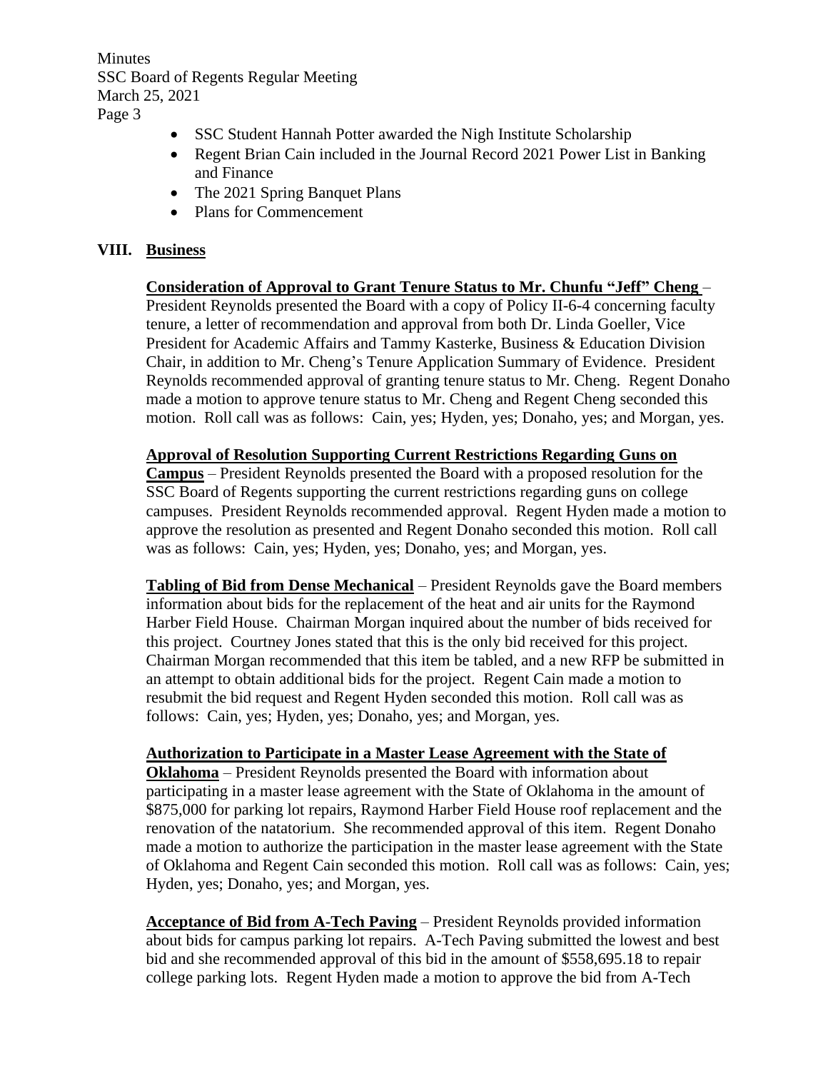- SSC Student Hannah Potter awarded the Nigh Institute Scholarship
- Regent Brian Cain included in the Journal Record 2021 Power List in Banking and Finance
- The 2021 Spring Banquet Plans
- Plans for Commencement

## VIII. Business

**Consideration of Approval to Grant Tenure Status to Mr. Chunfu "Jeff" Cheng** – President Reynolds presented the Board with a copy of Policy II-6-4 concerning faculty tenure, a letter of recommendation and approval from both Dr. Linda Goeller, Vice President for Academic Affairs and Tammy Kasterke, Business & Education Division Chair, in addition to Mr. Cheng's Tenure Application Summary of Evidence. President Reynolds recommended approval of granting tenure status to Mr. Cheng. Regent Donaho made a motion to approve tenure status to Mr. Cheng and Regent Cheng seconded this motion. Roll call was as follows: Cain, yes; Hyden, yes; Donaho, yes; and Morgan, yes.

**Approval of Resolution Supporting Current Restrictions Regarding Guns on Campus** – President Reynolds presented the Board with a proposed resolution for the SSC Board of Regents supporting the current restrictions regarding guns on college campuses. President Reynolds recommended approval. Regent Hyden made a motion to approve the resolution as presented and Regent Donaho seconded this motion. Roll call was as follows: Cain, yes; Hyden, yes; Donaho, yes; and Morgan, yes.

**Tabling of Bid from Dense Mechanical** – President Reynolds gave the Board members information about bids for the replacement of the heat and air units for the Raymond Harber Field House. Chairman Morgan inquired about the number of bids received for this project. Courtney Jones stated that this is the only bid received for this project. Chairman Morgan recommended that this item be tabled, and a new RFP be submitted in an attempt to obtain additional bids for the project. Regent Cain made a motion to resubmit the bid request and Regent Hyden seconded this motion. Roll call was as follows: Cain, yes; Hyden, yes; Donaho, yes; and Morgan, yes.

**Authorization to Participate in a Master Lease Agreement with the State of Oklahoma** – President Reynolds presented the Board with information about participating in a master lease agreement with the State of Oklahoma in the amount of $875,000 for parking lot repairs, Raymond Harber Field House roof replacement and the renovation of the natatorium. She recommended approval of this item. Regent Donaho made a motion to authorize the participation in the master lease agreement with the State of Oklahoma and Regent Cain seconded this motion. Roll call was as follows: Cain, yes; Hyden, yes; Donaho, yes; and Morgan, yes.

**Acceptance of Bid from A-Tech Paving** – President Reynolds provided information about bids for campus parking lot repairs. A-Tech Paving submitted the lowest and best bid and she recommended approval of this bid in the amount of $558,695.18 to repair college parking lots. Regent Hyden made a motion to approve the bid from A-Tech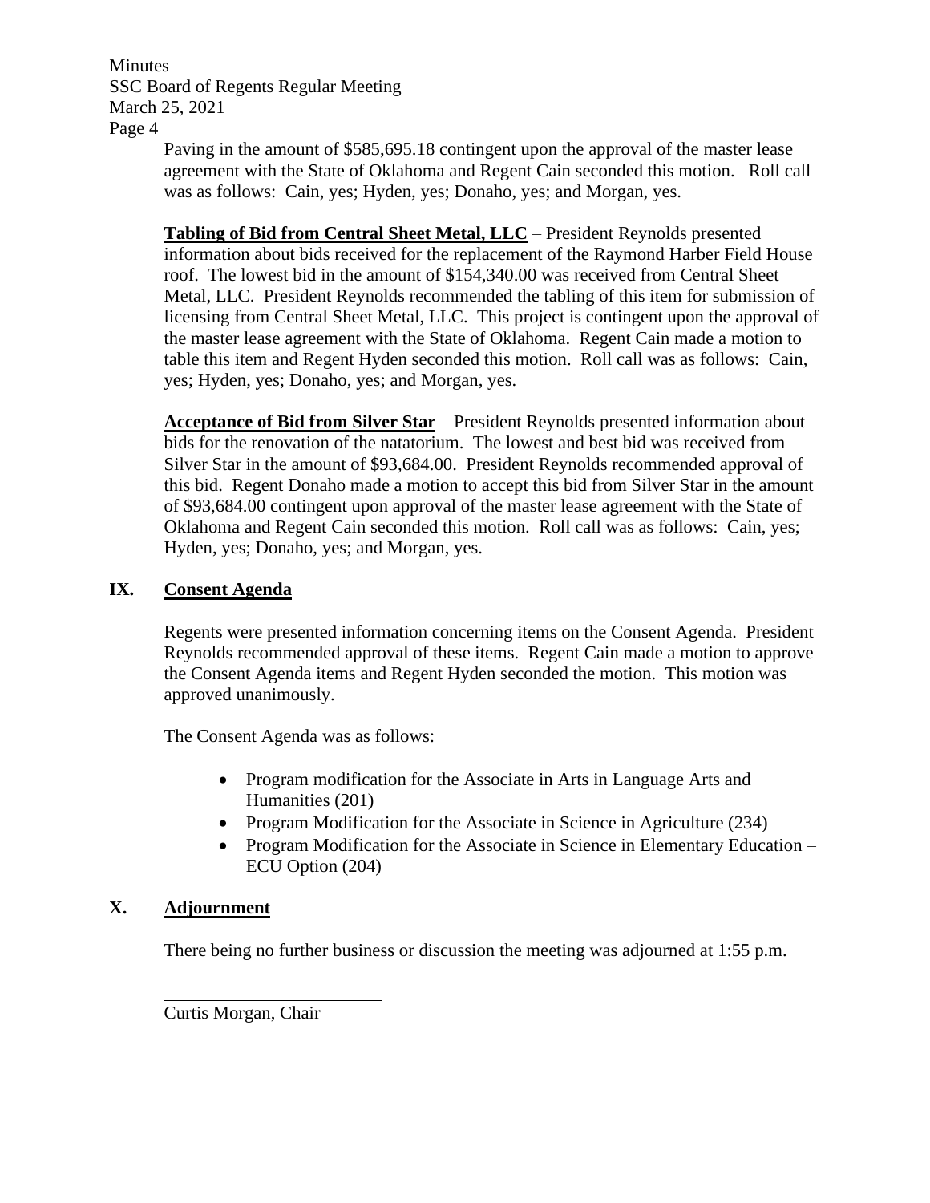Paving in the amount of $585,695.18 contingent upon the approval of the master lease agreement with the State of Oklahoma and Regent Cain seconded this motion. Roll call was as follows: Cain, yes; Hyden, yes; Donaho, yes; and Morgan, yes.

**Tabling of Bid from Central Sheet Metal, LLC** – President Reynolds presented information about bids received for the replacement of the Raymond Harber Field House roof. The lowest bid in the amount of $154,340.00 was received from Central Sheet Metal, LLC. President Reynolds recommended the tabling of this item for submission of licensing from Central Sheet Metal, LLC. This project is contingent upon the approval of the master lease agreement with the State of Oklahoma. Regent Cain made a motion to table this item and Regent Hyden seconded this motion. Roll call was as follows: Cain, yes; Hyden, yes; Donaho, yes; and Morgan, yes.

**Acceptance of Bid from Silver Star** – President Reynolds presented information about bids for the renovation of the natatorium. The lowest and best bid was received from Silver Star in the amount of $93,684.00. President Reynolds recommended approval of this bid. Regent Donaho made a motion to accept this bid from Silver Star in the amount of $93,684.00 contingent upon approval of the master lease agreement with the State of Oklahoma and Regent Cain seconded this motion. Roll call was as follows: Cain, yes; Hyden, yes; Donaho, yes; and Morgan, yes.

## IX. Consent Agenda

Regents were presented information concerning items on the Consent Agenda. President Reynolds recommended approval of these items. Regent Cain made a motion to approve the Consent Agenda items and Regent Hyden seconded the motion. This motion was approved unanimously.

The Consent Agenda was as follows:

- Program modification for the Associate in Arts in Language Arts and Humanities (201)
- Program Modification for the Associate in Science in Agriculture (234)
- Program Modification for the Associate in Science in Elementary Education – ECU Option (204)

## X. Adjournment

There being no further business or discussion the meeting was adjourned at 1:55 p.m.

Curtis Morgan, Chair